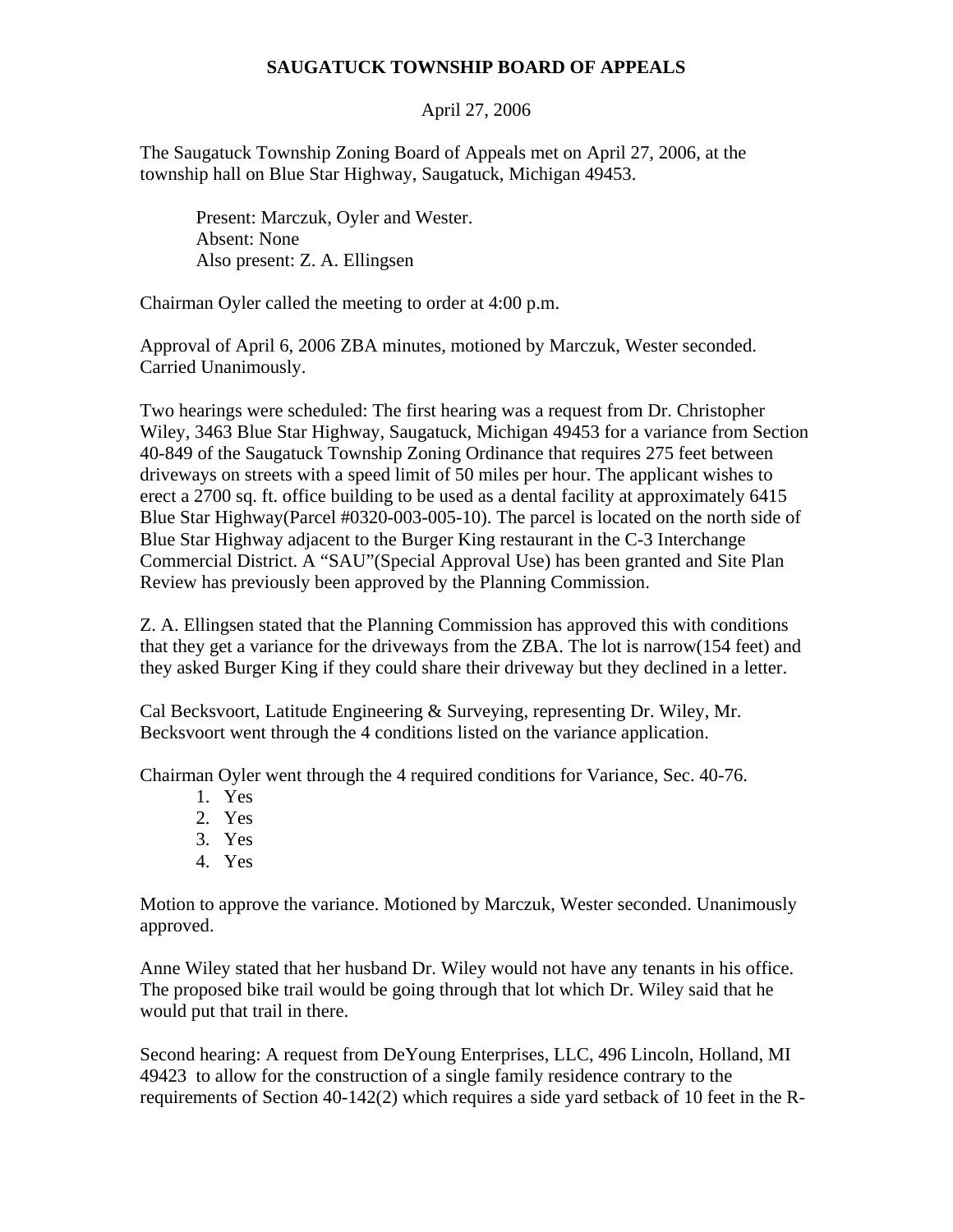# SAUGATUCK TOWNSHIP BOARD OF APPEALS

April 27, 2006

The Saugatuck Township Zoning Board of Appeals met on April 27, 2006, at the township hall on Blue Star Highway, Saugatuck, Michigan 49453.

> Present: Marczuk, Oyler and Wester.
> Absent: None
> Also present: Z. A. Ellingsen

Chairman Oyler called the meeting to order at 4:00 p.m.

Approval of April 6, 2006 ZBA minutes, motioned by Marczuk, Wester seconded. Carried Unanimously.

Two hearings were scheduled: The first hearing was a request from Dr. Christopher Wiley, 3463 Blue Star Highway, Saugatuck, Michigan 49453 for a variance from Section 40-849 of the Saugatuck Township Zoning Ordinance that requires 275 feet between driveways on streets with a speed limit of 50 miles per hour. The applicant wishes to erect a 2700 sq. ft. office building to be used as a dental facility at approximately 6415 Blue Star Highway(Parcel #0320-003-005-10). The parcel is located on the north side of Blue Star Highway adjacent to the Burger King restaurant in the C-3 Interchange Commercial District. A "SAU"(Special Approval Use) has been granted and Site Plan Review has previously been approved by the Planning Commission.

Z. A. Ellingsen stated that the Planning Commission has approved this with conditions that they get a variance for the driveways from the ZBA. The lot is narrow(154 feet) and they asked Burger King if they could share their driveway but they declined in a letter.

Cal Becksvoort, Latitude Engineering & Surveying, representing Dr. Wiley, Mr. Becksvoort went through the 4 conditions listed on the variance application.

Chairman Oyler went through the 4 required conditions for Variance, Sec. 40-76.

1. Yes
2. Yes
3. Yes
4. Yes

Motion to approve the variance. Motioned by Marczuk, Wester seconded. Unanimously approved.

Anne Wiley stated that her husband Dr. Wiley would not have any tenants in his office. The proposed bike trail would be going through that lot which Dr. Wiley said that he would put that trail in there.

Second hearing: A request from DeYoung Enterprises, LLC, 496 Lincoln, Holland, MI 49423 to allow for the construction of a single family residence contrary to the requirements of Section 40-142(2) which requires a side yard setback of 10 feet in the R-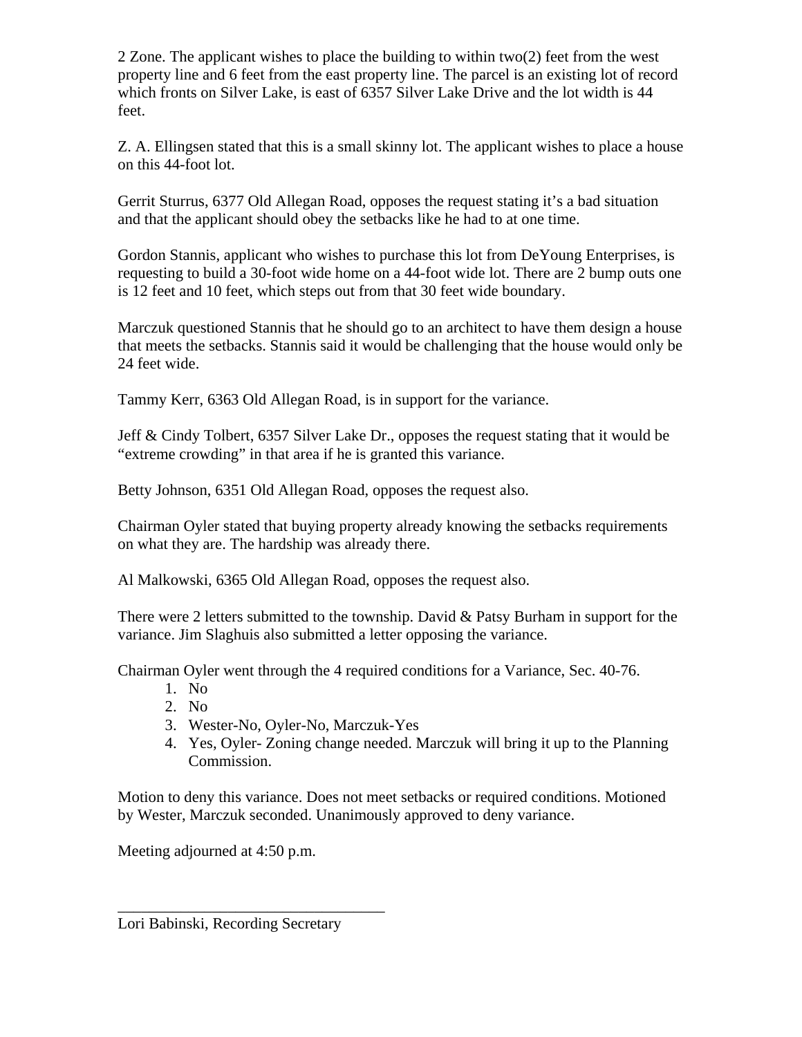2 Zone. The applicant wishes to place the building to within two(2) feet from the west property line and 6 feet from the east property line. The parcel is an existing lot of record which fronts on Silver Lake, is east of 6357 Silver Lake Drive and the lot width is 44 feet.

Z. A. Ellingsen stated that this is a small skinny lot. The applicant wishes to place a house on this 44-foot lot.

Gerrit Sturrus, 6377 Old Allegan Road, opposes the request stating it's a bad situation and that the applicant should obey the setbacks like he had to at one time.

Gordon Stannis, applicant who wishes to purchase this lot from DeYoung Enterprises, is requesting to build a 30-foot wide home on a 44-foot wide lot. There are 2 bump outs one is 12 feet and 10 feet, which steps out from that 30 feet wide boundary.

Marczuk questioned Stannis that he should go to an architect to have them design a house that meets the setbacks. Stannis said it would be challenging that the house would only be 24 feet wide.

Tammy Kerr, 6363 Old Allegan Road, is in support for the variance.

Jeff & Cindy Tolbert, 6357 Silver Lake Dr., opposes the request stating that it would be "extreme crowding" in that area if he is granted this variance.

Betty Johnson, 6351 Old Allegan Road, opposes the request also.

Chairman Oyler stated that buying property already knowing the setbacks requirements on what they are. The hardship was already there.

Al Malkowski, 6365 Old Allegan Road, opposes the request also.

There were 2 letters submitted to the township. David & Patsy Burham in support for the variance. Jim Slaghuis also submitted a letter opposing the variance.

Chairman Oyler went through the 4 required conditions for a Variance, Sec. 40-76.

1. No
2. No
3. Wester-No, Oyler-No, Marczuk-Yes
4. Yes, Oyler- Zoning change needed. Marczuk will bring it up to the Planning Commission.

Motion to deny this variance. Does not meet setbacks or required conditions. Motioned by Wester, Marczuk seconded. Unanimously approved to deny variance.

Meeting adjourned at 4:50 p.m.

\_\_\_\_\_\_\_\_\_\_\_\_\_\_\_\_\_\_\_\_\_\_\_\_\_\_\_\_\_\_\_\_\_\_\_

Lori Babinski, Recording Secretary